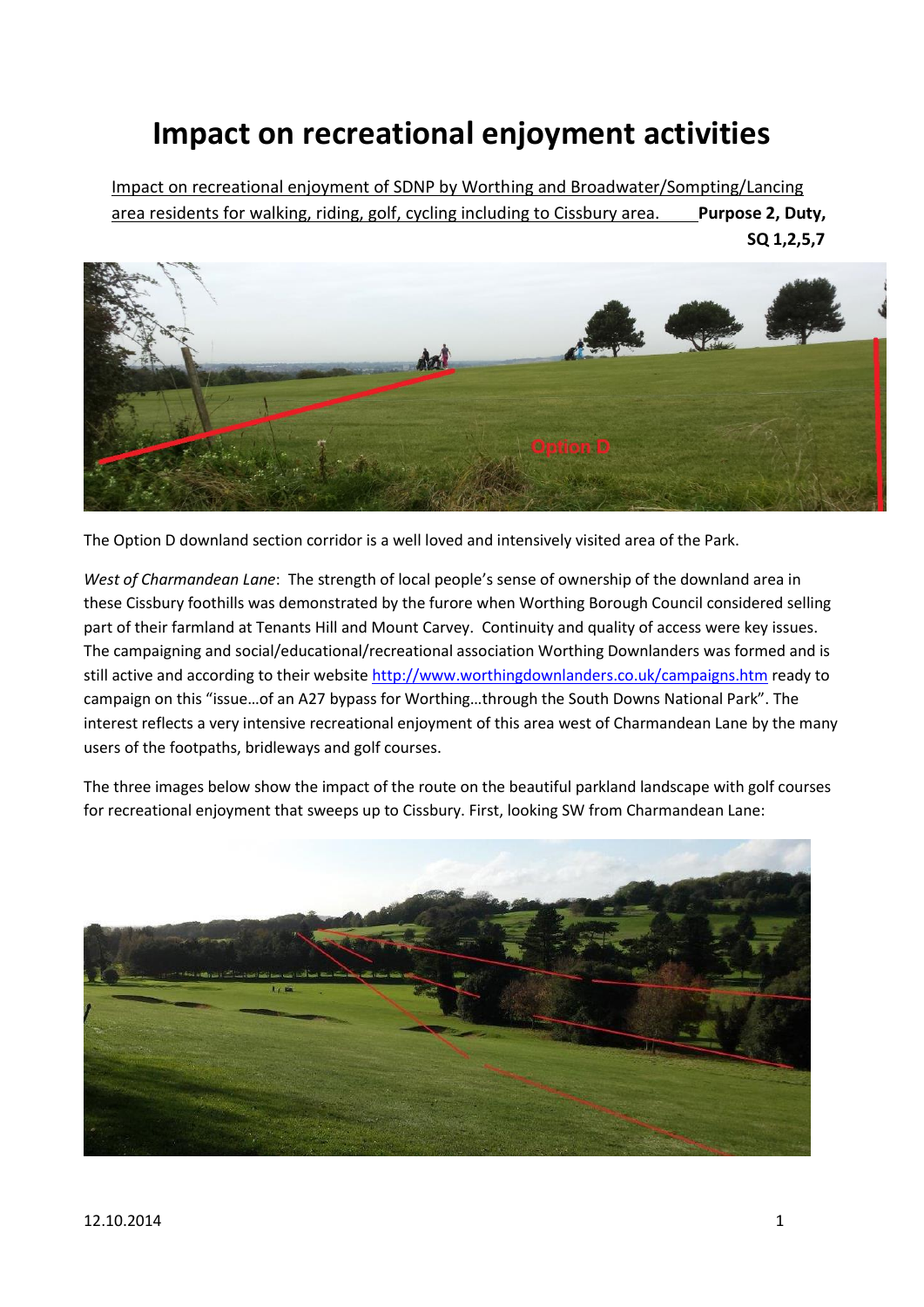# Impact on recreational enjoyment activities

Impact on recreational enjoyment of SDNP by Worthing and Broadwater/Sompting/Lancing area residents for walking, riding, golf, cycling including to Cissbury area. **Purpose 2, Duty, SQ 1,2,5,7**

The Option D downland section corridor is a well loved and intensively visited area of the Park.

*West of Charmandean Lane*: The strength of local people's sense of ownership of the downland area in these Cissbury foothills was demonstrated by the furore when Worthing Borough Council considered selling part of their farmland at Tenants Hill and Mount Carvey. Continuity and quality of access were key issues. The campaigning and social/educational/recreational association Worthing Downlanders was formed and is still active and according to their website http://www.worthingdownlanders.co.uk/campaigns.htm ready to campaign on this "issue…of an A27 bypass for Worthing…through the South Downs National Park". The interest reflects a very intensive recreational enjoyment of this area west of Charmandean Lane by the many users of the footpaths, bridleways and golf courses.

The three images below show the impact of the route on the beautiful parkland landscape with golf courses for recreational enjoyment that sweeps up to Cissbury. First, looking SW from Charmandean Lane:

12.10.2014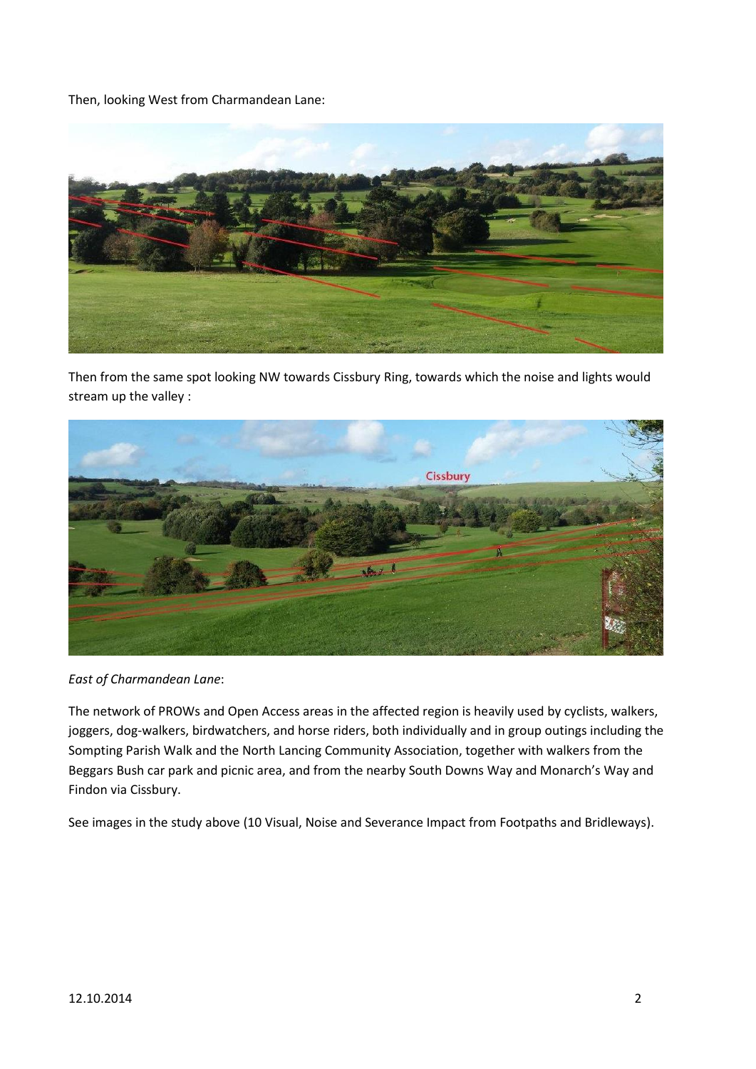Then, looking West from Charmandean Lane:

Then from the same spot looking NW towards Cissbury Ring, towards which the noise and lights would stream up the valley :

Cissbury

*East of Charmandean Lane*:

The network of PROWs and Open Access areas in the affected region is heavily used by cyclists, walkers, joggers, dog-walkers, birdwatchers, and horse riders, both individually and in group outings including the Sompting Parish Walk and the North Lancing Community Association, together with walkers from the Beggars Bush car park and picnic area, and from the nearby South Downs Way and Monarch's Way and Findon via Cissbury.

See images in the study above (10 Visual, Noise and Severance Impact from Footpaths and Bridleways).

12.10.2014